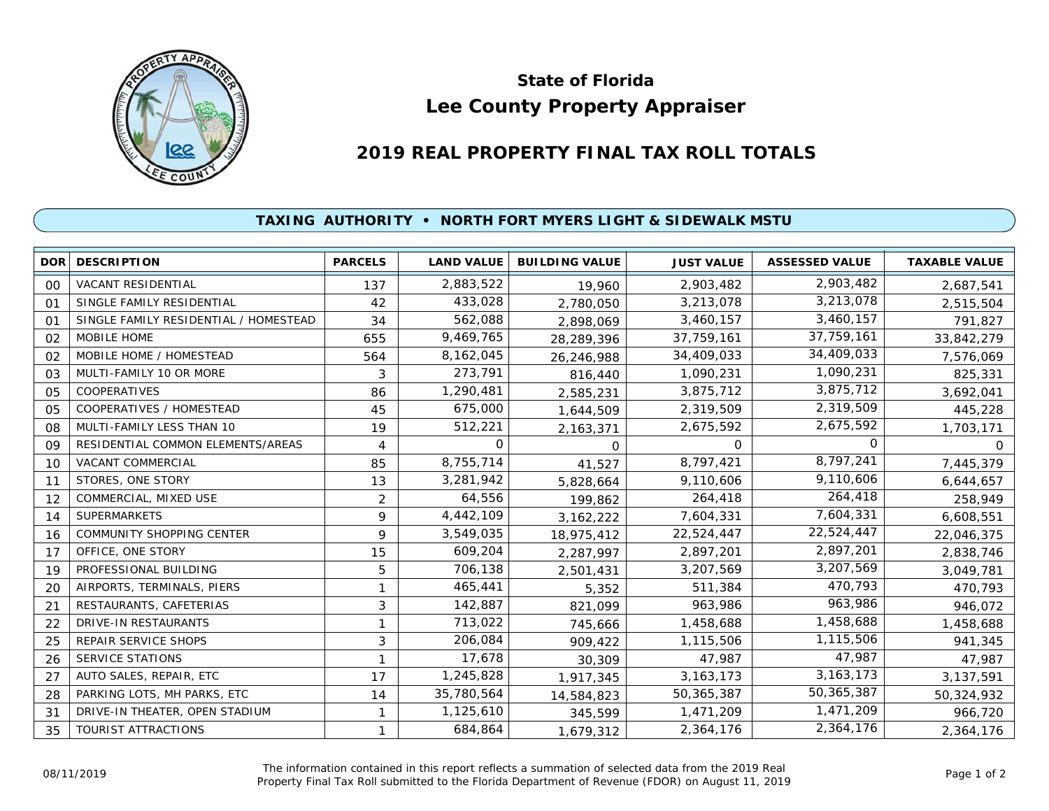# State of Florida
# Lee County Property Appraiser

## 2019 REAL PROPERTY FINAL TAX ROLL TOTALS

### TAXING AUTHORITY • NORTH FORT MYERS LIGHT & SIDEWALK MSTU

| DOR | DESCRIPTION | PARCELS | LAND VALUE | BUILDING VALUE | JUST VALUE | ASSESSED VALUE | TAXABLE VALUE |
|---|---|---|---|---|---|---|---|
| 00 | VACANT RESIDENTIAL | 137 | 2,883,522 | 19,960 | 2,903,482 | 2,903,482 | 2,687,541 |
| 01 | SINGLE FAMILY RESIDENTIAL | 42 | 433,028 | 2,780,050 | 3,213,078 | 3,213,078 | 2,515,504 |
| 01 | SINGLE FAMILY RESIDENTIAL / HOMESTEAD | 34 | 562,088 | 2,898,069 | 3,460,157 | 3,460,157 | 791,827 |
| 02 | MOBILE HOME | 655 | 9,469,765 | 28,289,396 | 37,759,161 | 37,759,161 | 33,842,279 |
| 02 | MOBILE HOME / HOMESTEAD | 564 | 8,162,045 | 26,246,988 | 34,409,033 | 34,409,033 | 7,576,069 |
| 03 | MULTI-FAMILY 10 OR MORE | 3 | 273,791 | 816,440 | 1,090,231 | 1,090,231 | 825,331 |
| 05 | COOPERATIVES | 86 | 1,290,481 | 2,585,231 | 3,875,712 | 3,875,712 | 3,692,041 |
| 05 | COOPERATIVES / HOMESTEAD | 45 | 675,000 | 1,644,509 | 2,319,509 | 2,319,509 | 445,228 |
| 08 | MULTI-FAMILY LESS THAN 10 | 19 | 512,221 | 2,163,371 | 2,675,592 | 2,675,592 | 1,703,171 |
| 09 | RESIDENTIAL COMMON ELEMENTS/AREAS | 4 | 0 | 0 | 0 | 0 | 0 |
| 10 | VACANT COMMERCIAL | 85 | 8,755,714 | 41,527 | 8,797,421 | 8,797,241 | 7,445,379 |
| 11 | STORES, ONE STORY | 13 | 3,281,942 | 5,828,664 | 9,110,606 | 9,110,606 | 6,644,657 |
| 12 | COMMERCIAL, MIXED USE | 2 | 64,556 | 199,862 | 264,418 | 264,418 | 258,949 |
| 14 | SUPERMARKETS | 9 | 4,442,109 | 3,162,222 | 7,604,331 | 7,604,331 | 6,608,551 |
| 16 | COMMUNITY SHOPPING CENTER | 9 | 3,549,035 | 18,975,412 | 22,524,447 | 22,524,447 | 22,046,375 |
| 17 | OFFICE, ONE STORY | 15 | 609,204 | 2,287,997 | 2,897,201 | 2,897,201 | 2,838,746 |
| 19 | PROFESSIONAL BUILDING | 5 | 706,138 | 2,501,431 | 3,207,569 | 3,207,569 | 3,049,781 |
| 20 | AIRPORTS, TERMINALS, PIERS | 1 | 465,441 | 5,352 | 511,384 | 470,793 | 470,793 |
| 21 | RESTAURANTS, CAFETERIAS | 3 | 142,887 | 821,099 | 963,986 | 963,986 | 946,072 |
| 22 | DRIVE-IN RESTAURANTS | 1 | 713,022 | 745,666 | 1,458,688 | 1,458,688 | 1,458,688 |
| 25 | REPAIR SERVICE SHOPS | 3 | 206,084 | 909,422 | 1,115,506 | 1,115,506 | 941,345 |
| 26 | SERVICE STATIONS | 1 | 17,678 | 30,309 | 47,987 | 47,987 | 47,987 |
| 27 | AUTO SALES, REPAIR, ETC | 17 | 1,245,828 | 1,917,345 | 3,163,173 | 3,163,173 | 3,137,591 |
| 28 | PARKING LOTS, MH PARKS, ETC | 14 | 35,780,564 | 14,584,823 | 50,365,387 | 50,365,387 | 50,324,932 |
| 31 | DRIVE-IN THEATER, OPEN STADIUM | 1 | 1,125,610 | 345,599 | 1,471,209 | 1,471,209 | 966,720 |
| 35 | TOURIST ATTRACTIONS | 1 | 684,864 | 1,679,312 | 2,364,176 | 2,364,176 | 2,364,176 |

08/11/2019

The information contained in this report reflects a summation of selected data from the 2019 Real Property Final Tax Roll submitted to the Florida Department of Revenue (FDOR) on August 11, 2019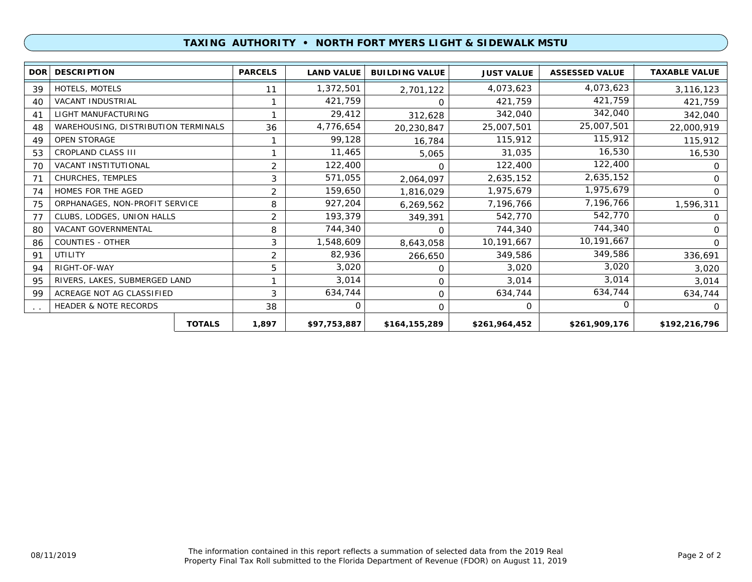## TAXING AUTHORITY • NORTH FORT MYERS LIGHT & SIDEWALK MSTU

| DOR | DESCRIPTION | PARCELS | LAND VALUE | BUILDING VALUE | JUST VALUE | ASSESSED VALUE | TAXABLE VALUE |
|---|---|---|---|---|---|---|---|
| 39 | HOTELS, MOTELS | 11 | 1,372,501 | 2,701,122 | 4,073,623 | 4,073,623 | 3,116,123 |
| 40 | VACANT INDUSTRIAL | 1 | 421,759 | 0 | 421,759 | 421,759 | 421,759 |
| 41 | LIGHT MANUFACTURING | 1 | 29,412 | 312,628 | 342,040 | 342,040 | 342,040 |
| 48 | WAREHOUSING, DISTRIBUTION TERMINALS | 36 | 4,776,654 | 20,230,847 | 25,007,501 | 25,007,501 | 22,000,919 |
| 49 | OPEN STORAGE | 1 | 99,128 | 16,784 | 115,912 | 115,912 | 115,912 |
| 53 | CROPLAND CLASS III | 1 | 11,465 | 5,065 | 31,035 | 16,530 | 16,530 |
| 70 | VACANT INSTITUTIONAL | 2 | 122,400 | 0 | 122,400 | 122,400 | 0 |
| 71 | CHURCHES, TEMPLES | 3 | 571,055 | 2,064,097 | 2,635,152 | 2,635,152 | 0 |
| 74 | HOMES FOR THE AGED | 2 | 159,650 | 1,816,029 | 1,975,679 | 1,975,679 | 0 |
| 75 | ORPHANAGES, NON-PROFIT SERVICE | 8 | 927,204 | 6,269,562 | 7,196,766 | 7,196,766 | 1,596,311 |
| 77 | CLUBS, LODGES, UNION HALLS | 2 | 193,379 | 349,391 | 542,770 | 542,770 | 0 |
| 80 | VACANT GOVERNMENTAL | 8 | 744,340 | 0 | 744,340 | 744,340 | 0 |
| 86 | COUNTIES - OTHER | 3 | 1,548,609 | 8,643,058 | 10,191,667 | 10,191,667 | 0 |
| 91 | UTILITY | 2 | 82,936 | 266,650 | 349,586 | 349,586 | 336,691 |
| 94 | RIGHT-OF-WAY | 5 | 3,020 | 0 | 3,020 | 3,020 | 3,020 |
| 95 | RIVERS, LAKES, SUBMERGED LAND | 1 | 3,014 | 0 | 3,014 | 3,014 | 3,014 |
| 99 | ACREAGE NOT AG CLASSIFIED | 3 | 634,744 | 0 | 634,744 | 634,744 | 634,744 |
| . . | HEADER & NOTE RECORDS | 38 | 0 | 0 | 0 | 0 | 0 |
| | **TOTALS** | **1,897** | **$97,753,887** | **$164,155,289** | **$261,964,452** | **$261,909,176** | **$192,216,796** |

08/11/2019

The information contained in this report reflects a summation of selected data from the 2019 Real Property Final Tax Roll submitted to the Florida Department of Revenue (FDOR) on August 11, 2019